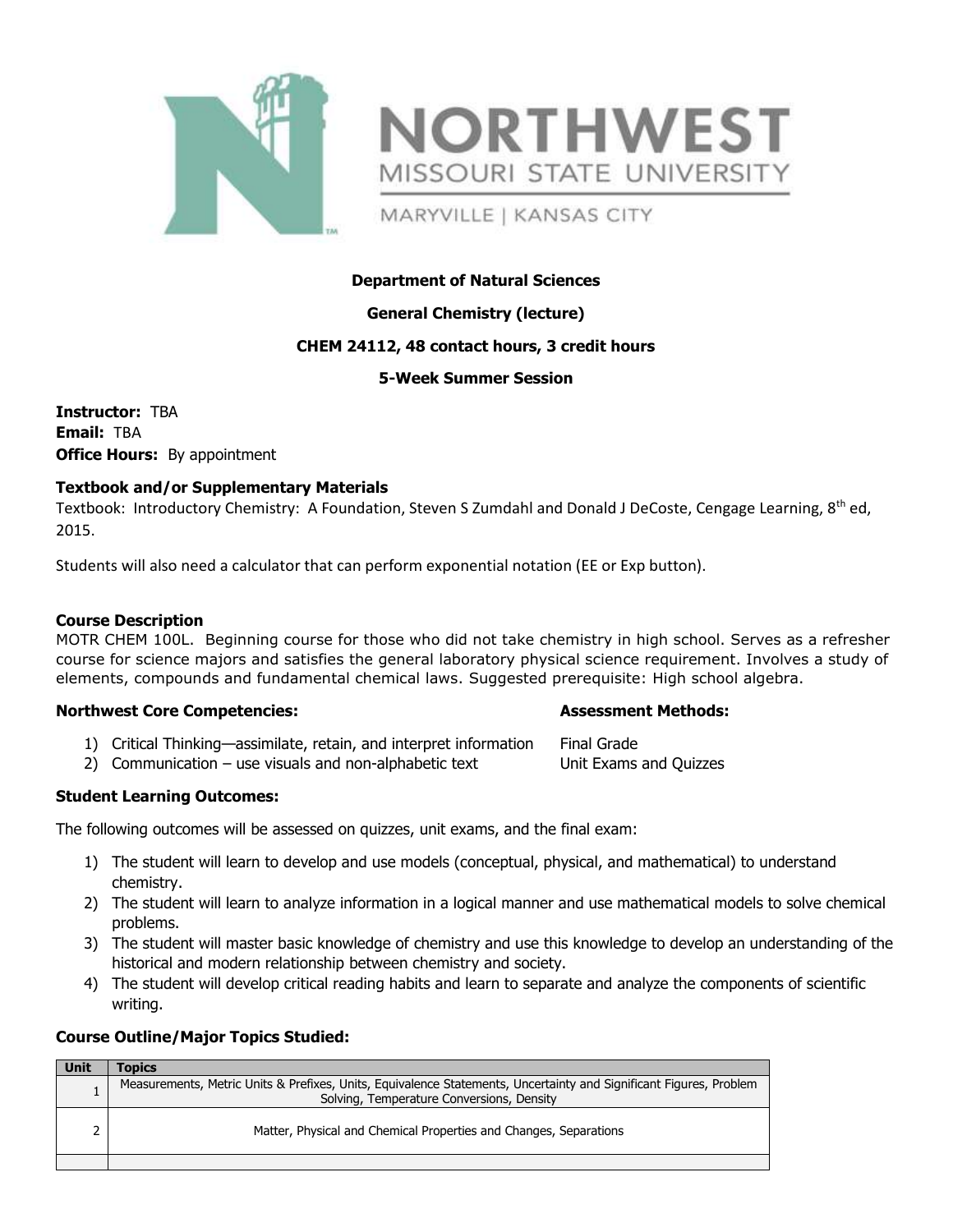# NORTHWEST MISSOURI STATE UNIVERSITY

MARYVILLE | KANSAS CITY

**Department of Natural Sciences**

**General Chemistry (lecture)**

**CHEM 24112, 48 contact hours, 3 credit hours**

**5-Week Summer Session**

**Instructor:** TBA
**Email:** TBA
**Office Hours:** By appointment

### Textbook and/or Supplementary Materials

Textbook: Introductory Chemistry: A Foundation, Steven S Zumdahl and Donald J DeCoste, Cengage Learning, 8th ed, 2015.

Students will also need a calculator that can perform exponential notation (EE or Exp button).

### Course Description

MOTR CHEM 100L. Beginning course for those who did not take chemistry in high school. Serves as a refresher course for science majors and satisfies the general laboratory physical science requirement. Involves a study of elements, compounds and fundamental chemical laws. Suggested prerequisite: High school algebra.

| Northwest Core Competencies: | Assessment Methods: |
|---|---|
| 1) Critical Thinking—assimilate, retain, and interpret information | Final Grade |
| 2) Communication – use visuals and non-alphabetic text | Unit Exams and Quizzes |

### Student Learning Outcomes:

The following outcomes will be assessed on quizzes, unit exams, and the final exam:

1) The student will learn to develop and use models (conceptual, physical, and mathematical) to understand chemistry.
2) The student will learn to analyze information in a logical manner and use mathematical models to solve chemical problems.
3) The student will master basic knowledge of chemistry and use this knowledge to develop an understanding of the historical and modern relationship between chemistry and society.
4) The student will develop critical reading habits and learn to separate and analyze the components of scientific writing.

### Course Outline/Major Topics Studied:

| Unit | Topics |
|---|---|
| 1 | Measurements, Metric Units & Prefixes, Units, Equivalence Statements, Uncertainty and Significant Figures, Problem Solving, Temperature Conversions, Density |
| 2 | Matter, Physical and Chemical Properties and Changes, Separations |
| | |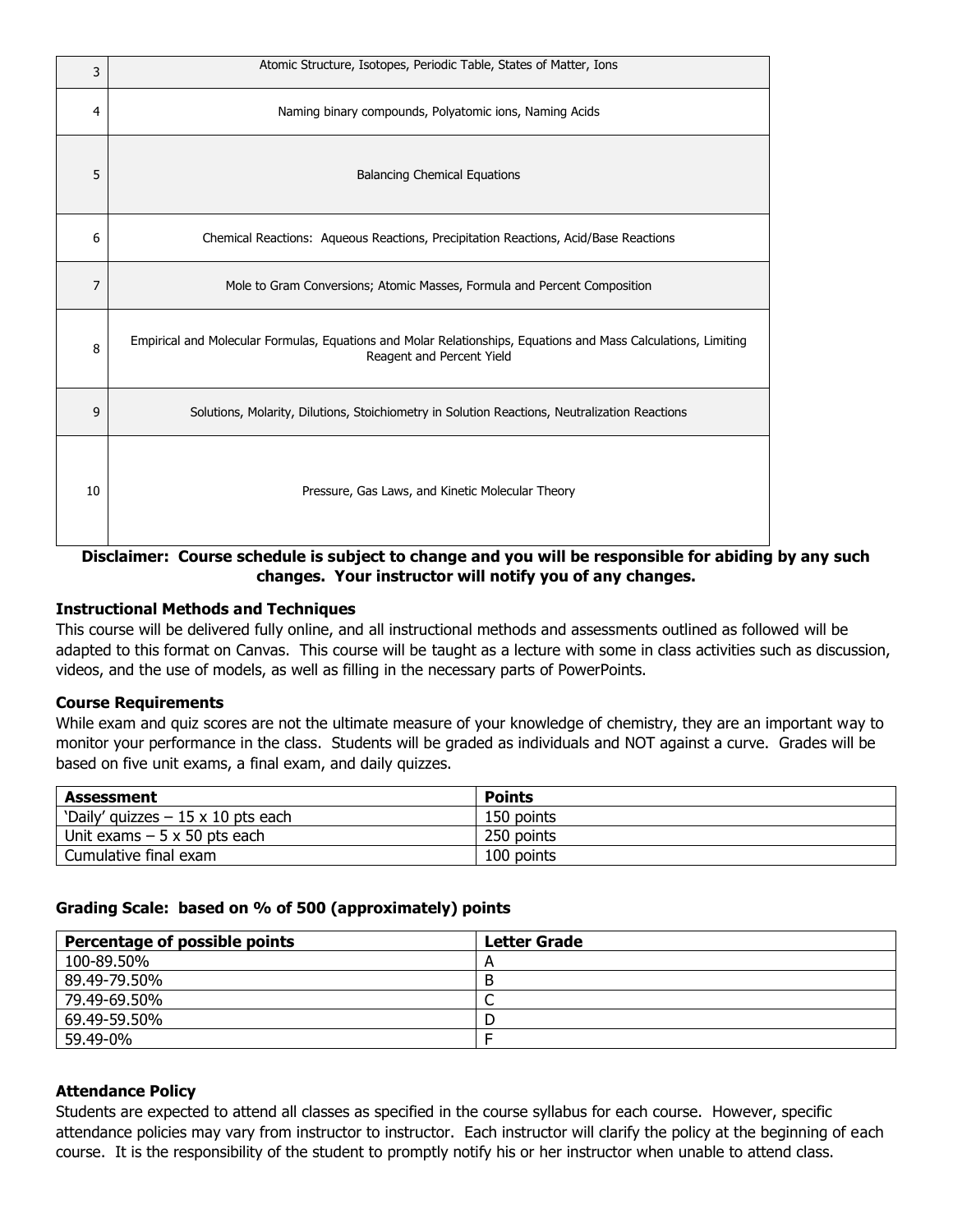| | |
|---|---|
| 3 | Atomic Structure, Isotopes, Periodic Table, States of Matter, Ions |
| 4 | Naming binary compounds, Polyatomic ions, Naming Acids |
| 5 | Balancing Chemical Equations |
| 6 | Chemical Reactions:  Aqueous Reactions, Precipitation Reactions, Acid/Base Reactions |
| 7 | Mole to Gram Conversions; Atomic Masses, Formula and Percent Composition |
| 8 | Empirical and Molecular Formulas, Equations and Molar Relationships, Equations and Mass Calculations, Limiting Reagent and Percent Yield |
| 9 | Solutions, Molarity, Dilutions, Stoichiometry in Solution Reactions, Neutralization Reactions |
| 10 | Pressure, Gas Laws, and Kinetic Molecular Theory |

**Disclaimer: Course schedule is subject to change and you will be responsible for abiding by any such changes. Your instructor will notify you of any changes.**

### Instructional Methods and Techniques

This course will be delivered fully online, and all instructional methods and assessments outlined as followed will be adapted to this format on Canvas. This course will be taught as a lecture with some in class activities such as discussion, videos, and the use of models, as well as filling in the necessary parts of PowerPoints.

### Course Requirements

While exam and quiz scores are not the ultimate measure of your knowledge of chemistry, they are an important way to monitor your performance in the class. Students will be graded as individuals and NOT against a curve. Grades will be based on five unit exams, a final exam, and daily quizzes.

| Assessment | Points |
|---|---|
| 'Daily' quizzes – 15 x 10 pts each | 150 points |
| Unit exams – 5 x 50 pts each | 250 points |
| Cumulative final exam | 100 points |

### Grading Scale: based on % of 500 (approximately) points

| Percentage of possible points | Letter Grade |
|---|---|
| 100-89.50% | A |
| 89.49-79.50% | B |
| 79.49-69.50% | C |
| 69.49-59.50% | D |
| 59.49-0% | F |

### Attendance Policy

Students are expected to attend all classes as specified in the course syllabus for each course. However, specific attendance policies may vary from instructor to instructor. Each instructor will clarify the policy at the beginning of each course. It is the responsibility of the student to promptly notify his or her instructor when unable to attend class.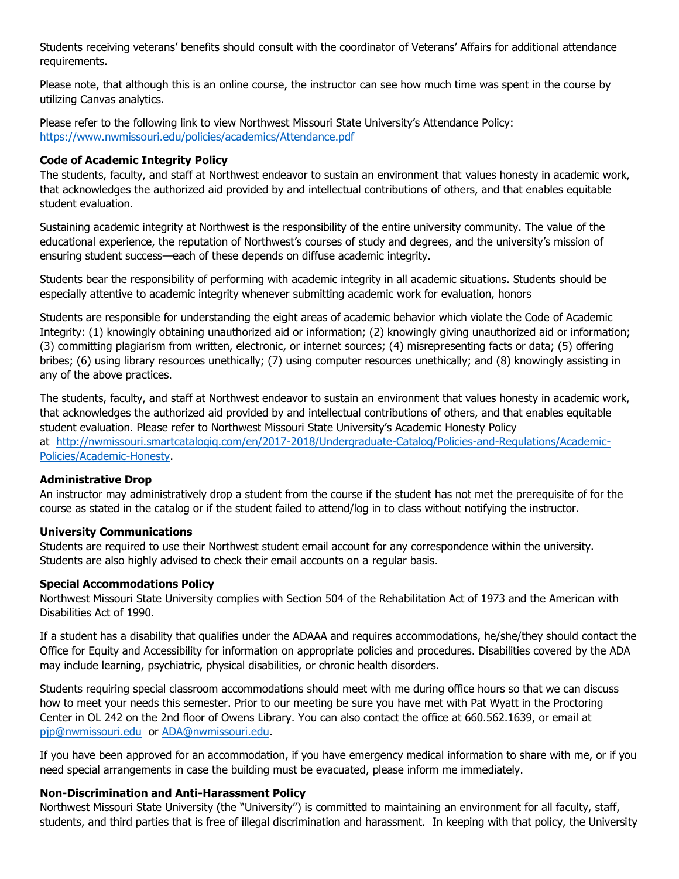Students receiving veterans' benefits should consult with the coordinator of Veterans' Affairs for additional attendance requirements.

Please note, that although this is an online course, the instructor can see how much time was spent in the course by utilizing Canvas analytics.

Please refer to the following link to view Northwest Missouri State University's Attendance Policy: [https://www.nwmissouri.edu/policies/academics/Attendance.pdf](https://www.nwmissouri.edu/policies/academics/Attendance.pdf)

**Code of Academic Integrity Policy**

The students, faculty, and staff at Northwest endeavor to sustain an environment that values honesty in academic work, that acknowledges the authorized aid provided by and intellectual contributions of others, and that enables equitable student evaluation.

Sustaining academic integrity at Northwest is the responsibility of the entire university community. The value of the educational experience, the reputation of Northwest's courses of study and degrees, and the university's mission of ensuring student success—each of these depends on diffuse academic integrity.

Students bear the responsibility of performing with academic integrity in all academic situations. Students should be especially attentive to academic integrity whenever submitting academic work for evaluation, honors

Students are responsible for understanding the eight areas of academic behavior which violate the Code of Academic Integrity: (1) knowingly obtaining unauthorized aid or information; (2) knowingly giving unauthorized aid or information; (3) committing plagiarism from written, electronic, or internet sources; (4) misrepresenting facts or data; (5) offering bribes; (6) using library resources unethically; (7) using computer resources unethically; and (8) knowingly assisting in any of the above practices.

The students, faculty, and staff at Northwest endeavor to sustain an environment that values honesty in academic work, that acknowledges the authorized aid provided by and intellectual contributions of others, and that enables equitable student evaluation. Please refer to Northwest Missouri State University's Academic Honesty Policy at [http://nwmissouri.smartcatalogiq.com/en/2017-2018/Undergraduate-Catalog/Policies-and-Regulations/Academic-Policies/Academic-Honesty](http://nwmissouri.smartcatalogiq.com/en/2017-2018/Undergraduate-Catalog/Policies-and-Regulations/Academic-Policies/Academic-Honesty).

**Administrative Drop**

An instructor may administratively drop a student from the course if the student has not met the prerequisite of for the course as stated in the catalog or if the student failed to attend/log in to class without notifying the instructor.

**University Communications**

Students are required to use their Northwest student email account for any correspondence within the university. Students are also highly advised to check their email accounts on a regular basis.

**Special Accommodations Policy**

Northwest Missouri State University complies with Section 504 of the Rehabilitation Act of 1973 and the American with Disabilities Act of 1990.

If a student has a disability that qualifies under the ADAAA and requires accommodations, he/she/they should contact the Office for Equity and Accessibility for information on appropriate policies and procedures. Disabilities covered by the ADA may include learning, psychiatric, physical disabilities, or chronic health disorders.

Students requiring special classroom accommodations should meet with me during office hours so that we can discuss how to meet your needs this semester. Prior to our meeting be sure you have met with Pat Wyatt in the Proctoring Center in OL 242 on the 2nd floor of Owens Library. You can also contact the office at 660.562.1639, or email at [pjp@nwmissouri.edu](mailto:pjp@nwmissouri.edu) or [ADA@nwmissouri.edu](mailto:ADA@nwmissouri.edu).

If you have been approved for an accommodation, if you have emergency medical information to share with me, or if you need special arrangements in case the building must be evacuated, please inform me immediately.

**Non-Discrimination and Anti-Harassment Policy**

Northwest Missouri State University (the "University") is committed to maintaining an environment for all faculty, staff, students, and third parties that is free of illegal discrimination and harassment. In keeping with that policy, the University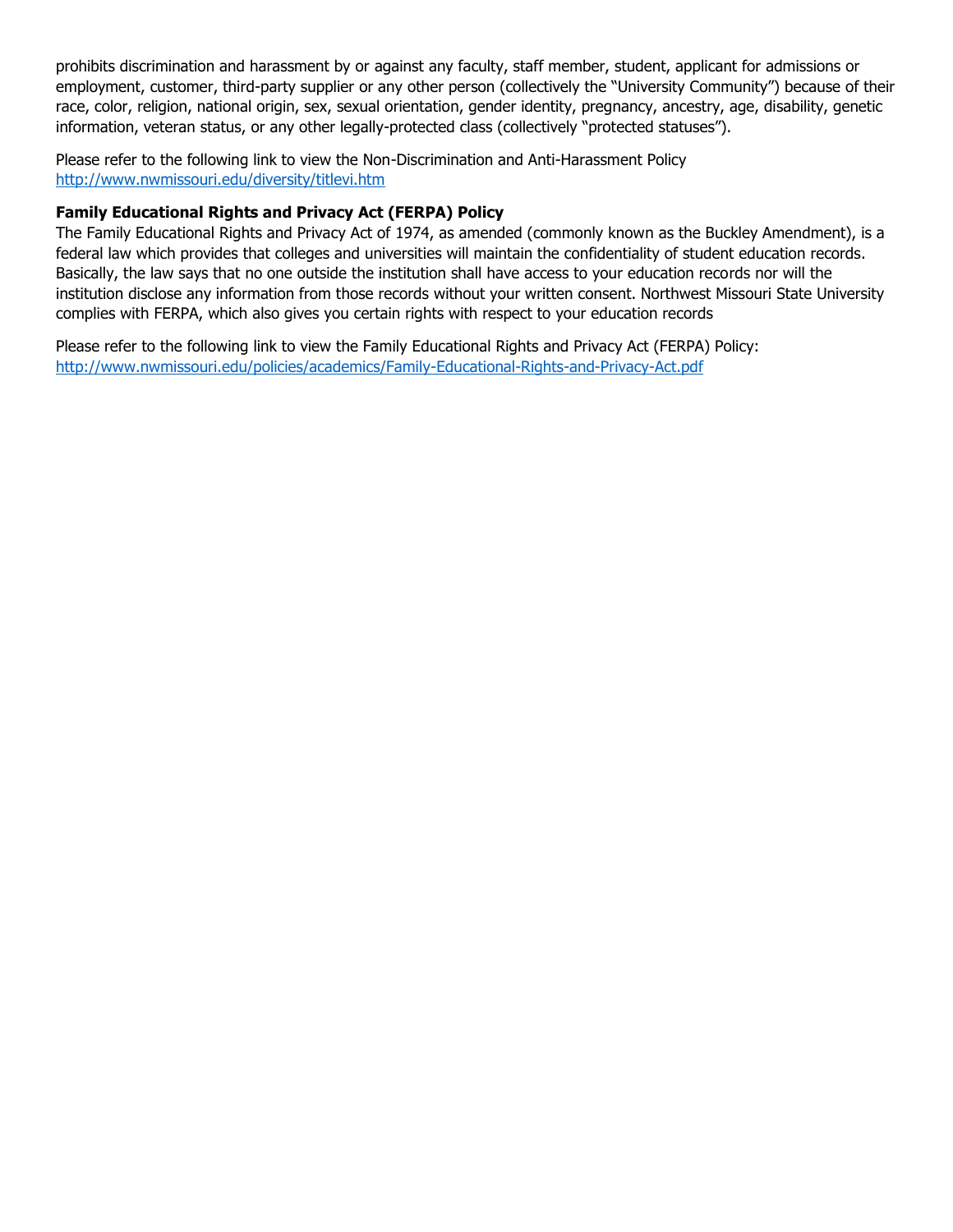prohibits discrimination and harassment by or against any faculty, staff member, student, applicant for admissions or employment, customer, third-party supplier or any other person (collectively the "University Community") because of their race, color, religion, national origin, sex, sexual orientation, gender identity, pregnancy, ancestry, age, disability, genetic information, veteran status, or any other legally-protected class (collectively "protected statuses").

Please refer to the following link to view the Non-Discrimination and Anti-Harassment Policy
http://www.nwmissouri.edu/diversity/titlevi.htm

**Family Educational Rights and Privacy Act (FERPA) Policy**

The Family Educational Rights and Privacy Act of 1974, as amended (commonly known as the Buckley Amendment), is a federal law which provides that colleges and universities will maintain the confidentiality of student education records. Basically, the law says that no one outside the institution shall have access to your education records nor will the institution disclose any information from those records without your written consent. Northwest Missouri State University complies with FERPA, which also gives you certain rights with respect to your education records

Please refer to the following link to view the Family Educational Rights and Privacy Act (FERPA) Policy:
http://www.nwmissouri.edu/policies/academics/Family-Educational-Rights-and-Privacy-Act.pdf